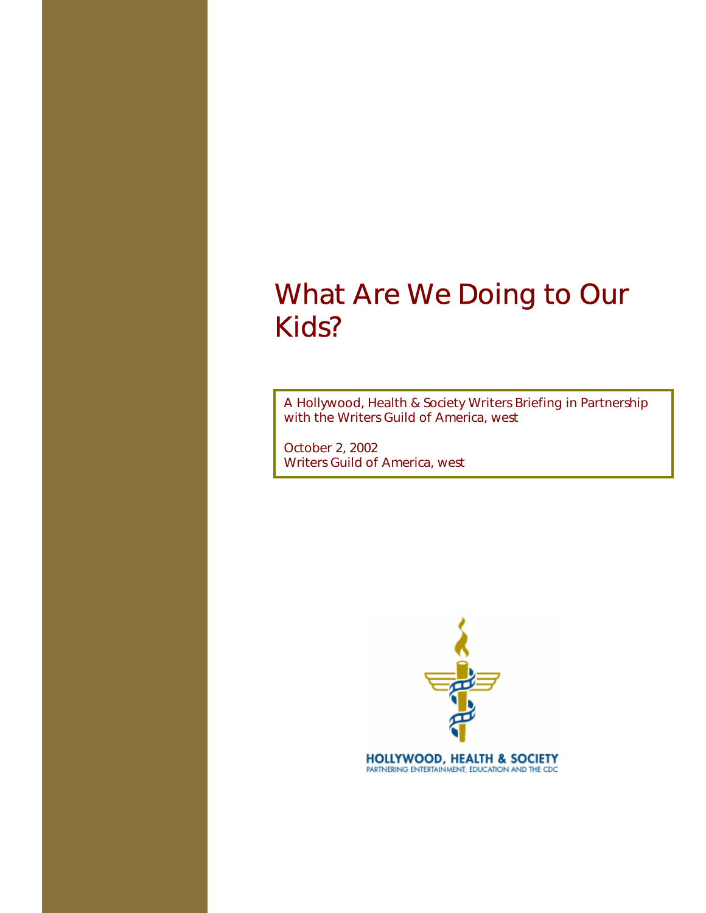# What Are We Doing to Our Kids?

A Hollywood, Health & Society Writers Briefing in Partnership with the Writers Guild of America, west

October 2, 2002
Writers Guild of America, west

HOLLYWOOD, HEALTH & SOCIETY
PARTNERING ENTERTAINMENT, EDUCATION AND THE CDC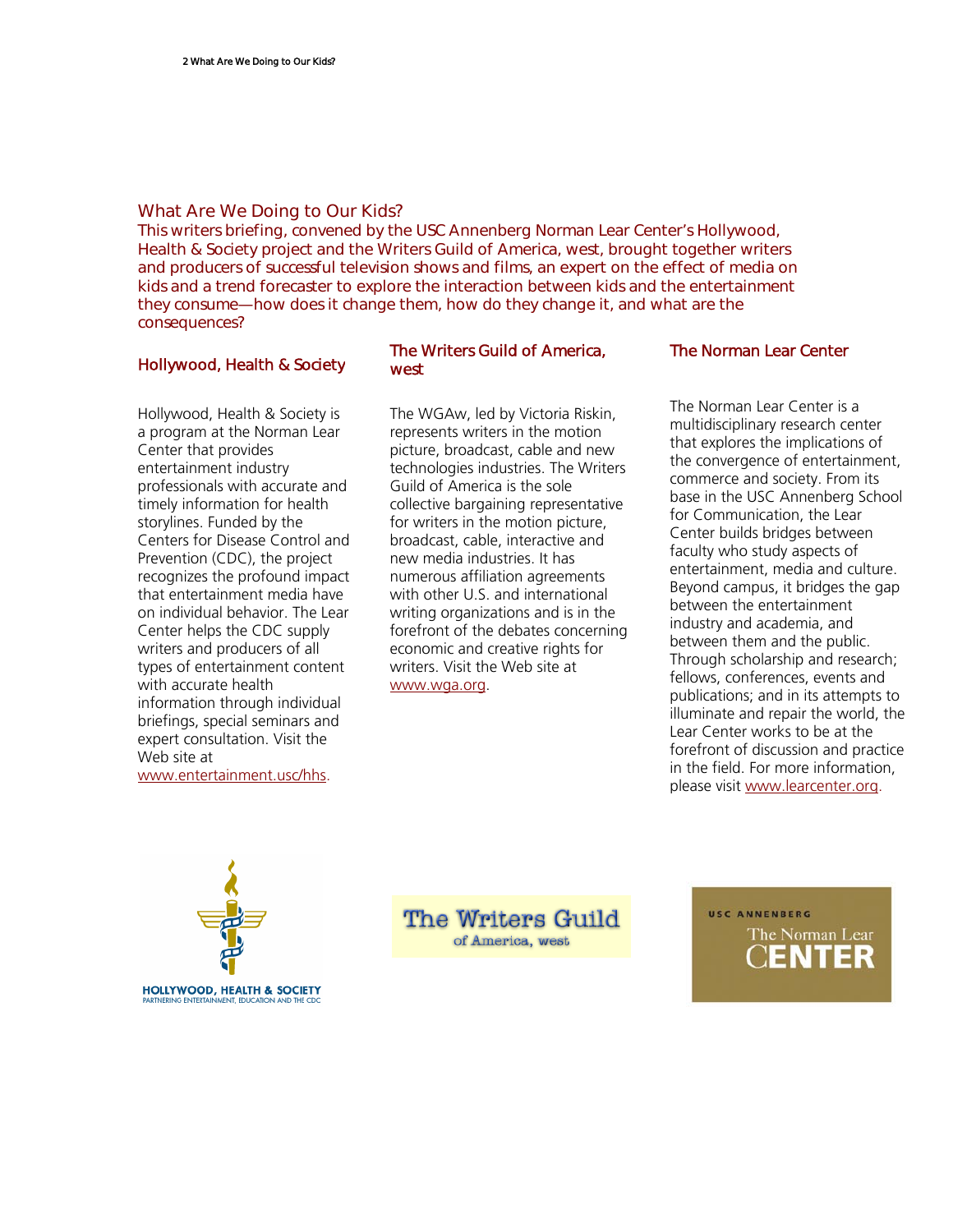# What Are We Doing to Our Kids?

This writers briefing, convened by the USC Annenberg Norman Lear Center's Hollywood, Health & Society project and the Writers Guild of America, west, brought together writers and producers of successful television shows and films, an expert on the effect of media on kids and a trend forecaster to explore the interaction between kids and the entertainment they consume—how does it change them, how do they change it, and what are the consequences?

## Hollywood, Health & Society

Hollywood, Health & Society is a program at the Norman Lear Center that provides entertainment industry professionals with accurate and timely information for health storylines. Funded by the Centers for Disease Control and Prevention (CDC), the project recognizes the profound impact that entertainment media have on individual behavior. The Lear Center helps the CDC supply writers and producers of all types of entertainment content with accurate health information through individual briefings, special seminars and expert consultation. Visit the Web site at www.entertainment.usc/hhs.

## The Writers Guild of America, west

The WGAw, led by Victoria Riskin, represents writers in the motion picture, broadcast, cable and new technologies industries. The Writers Guild of America is the sole collective bargaining representative for writers in the motion picture, broadcast, cable, interactive and new media industries. It has numerous affiliation agreements with other U.S. and international writing organizations and is in the forefront of the debates concerning economic and creative rights for writers. Visit the Web site at www.wga.org.

## The Norman Lear Center

The Norman Lear Center is a multidisciplinary research center that explores the implications of the convergence of entertainment, commerce and society. From its base in the USC Annenberg School for Communication, the Lear Center builds bridges between faculty who study aspects of entertainment, media and culture. Beyond campus, it bridges the gap between the entertainment industry and academia, and between them and the public. Through scholarship and research; fellows, conferences, events and publications; and in its attempts to illuminate and repair the world, the Lear Center works to be at the forefront of discussion and practice in the field. For more information, please visit www.learcenter.org.

HOLLYWOOD, HEALTH & SOCIETY
PARTNERING ENTERTAINMENT, EDUCATION AND THE CDC

The Writers Guild of America, west

USC ANNENBERG The Norman Lear CENTER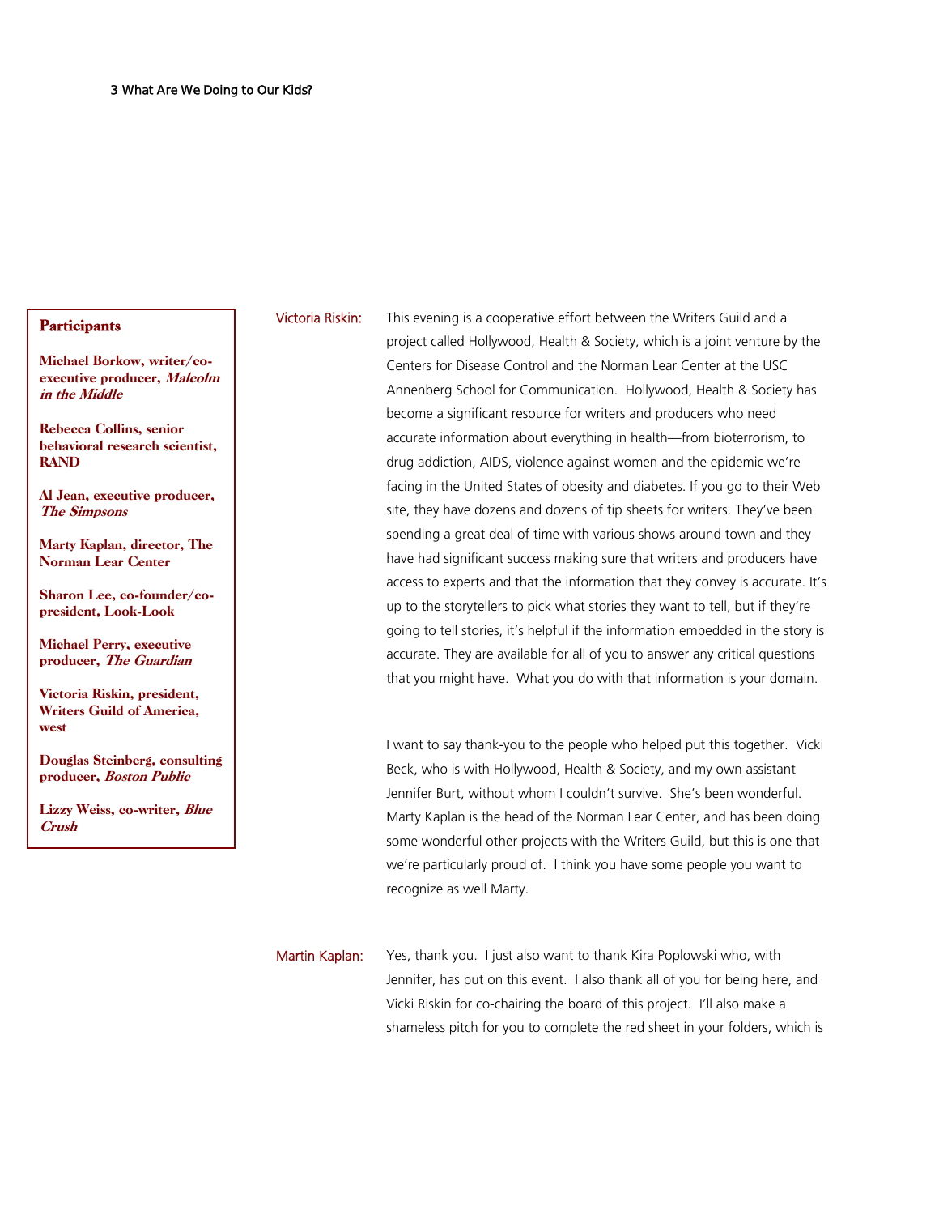## Participants

**Michael Borkow, writer/co-executive producer, *Malcolm in the Middle***

**Rebecca Collins, senior behavioral research scientist, RAND**

**Al Jean, executive producer, *The Simpsons***

**Marty Kaplan, director, The Norman Lear Center**

**Sharon Lee, co-founder/co-president, Look-Look**

**Michael Perry, executive producer, *The Guardian***

**Victoria Riskin, president, Writers Guild of America, west**

**Douglas Steinberg, consulting producer, *Boston Public***

**Lizzy Weiss, co-writer, *Blue Crush***

Victoria Riskin: This evening is a cooperative effort between the Writers Guild and a project called Hollywood, Health & Society, which is a joint venture by the Centers for Disease Control and the Norman Lear Center at the USC Annenberg School for Communication. Hollywood, Health & Society has become a significant resource for writers and producers who need accurate information about everything in health—from bioterrorism, to drug addiction, AIDS, violence against women and the epidemic we're facing in the United States of obesity and diabetes. If you go to their Web site, they have dozens and dozens of tip sheets for writers. They've been spending a great deal of time with various shows around town and they have had significant success making sure that writers and producers have access to experts and that the information that they convey is accurate. It's up to the storytellers to pick what stories they want to tell, but if they're going to tell stories, it's helpful if the information embedded in the story is accurate. They are available for all of you to answer any critical questions that you might have. What you do with that information is your domain.

I want to say thank-you to the people who helped put this together. Vicki Beck, who is with Hollywood, Health & Society, and my own assistant Jennifer Burt, without whom I couldn't survive. She's been wonderful. Marty Kaplan is the head of the Norman Lear Center, and has been doing some wonderful other projects with the Writers Guild, but this is one that we're particularly proud of. I think you have some people you want to recognize as well Marty.

Martin Kaplan: Yes, thank you. I just also want to thank Kira Poplowski who, with Jennifer, has put on this event. I also thank all of you for being here, and Vicki Riskin for co-chairing the board of this project. I'll also make a shameless pitch for you to complete the red sheet in your folders, which is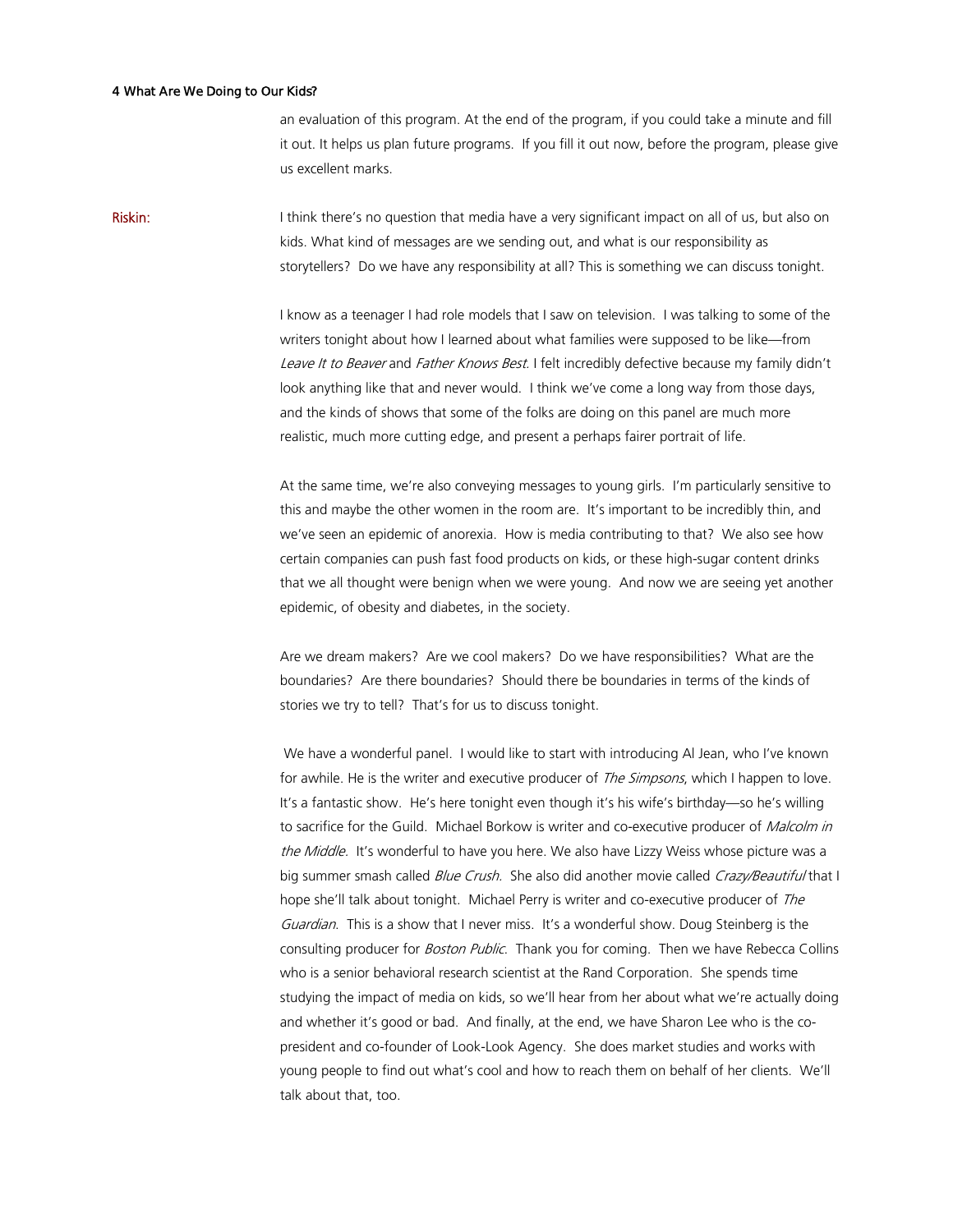an evaluation of this program. At the end of the program, if you could take a minute and fill it out. It helps us plan future programs. If you fill it out now, before the program, please give us excellent marks.

**Riskin:** I think there's no question that media have a very significant impact on all of us, but also on kids. What kind of messages are we sending out, and what is our responsibility as storytellers? Do we have any responsibility at all? This is something we can discuss tonight.

I know as a teenager I had role models that I saw on television. I was talking to some of the writers tonight about how I learned about what families were supposed to be like—from *Leave It to Beaver* and *Father Knows Best*. I felt incredibly defective because my family didn't look anything like that and never would. I think we've come a long way from those days, and the kinds of shows that some of the folks are doing on this panel are much more realistic, much more cutting edge, and present a perhaps fairer portrait of life.

At the same time, we're also conveying messages to young girls. I'm particularly sensitive to this and maybe the other women in the room are. It's important to be incredibly thin, and we've seen an epidemic of anorexia. How is media contributing to that? We also see how certain companies can push fast food products on kids, or these high-sugar content drinks that we all thought were benign when we were young. And now we are seeing yet another epidemic, of obesity and diabetes, in the society.

Are we dream makers? Are we cool makers? Do we have responsibilities? What are the boundaries? Are there boundaries? Should there be boundaries in terms of the kinds of stories we try to tell? That's for us to discuss tonight.

We have a wonderful panel. I would like to start with introducing Al Jean, who I've known for awhile. He is the writer and executive producer of *The Simpsons*, which I happen to love. It's a fantastic show. He's here tonight even though it's his wife's birthday—so he's willing to sacrifice for the Guild. Michael Borkow is writer and co-executive producer of *Malcolm in the Middle*. It's wonderful to have you here. We also have Lizzy Weiss whose picture was a big summer smash called *Blue Crush*. She also did another movie called *Crazy/Beautiful* that I hope she'll talk about tonight. Michael Perry is writer and co-executive producer of *The Guardian*. This is a show that I never miss. It's a wonderful show. Doug Steinberg is the consulting producer for *Boston Public*. Thank you for coming. Then we have Rebecca Collins who is a senior behavioral research scientist at the Rand Corporation. She spends time studying the impact of media on kids, so we'll hear from her about what we're actually doing and whether it's good or bad. And finally, at the end, we have Sharon Lee who is the co-president and co-founder of Look-Look Agency. She does market studies and works with young people to find out what's cool and how to reach them on behalf of her clients. We'll talk about that, too.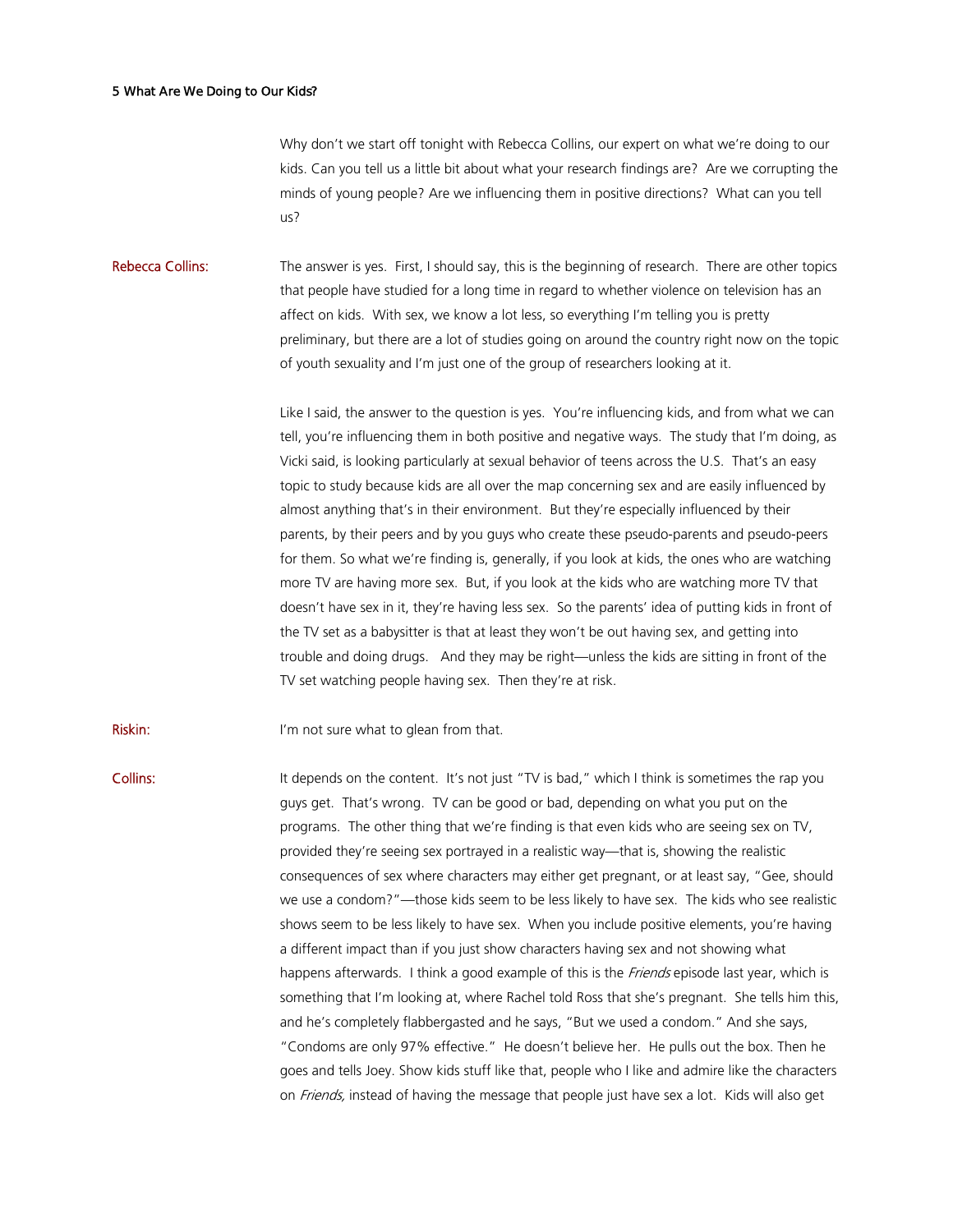Why don't we start off tonight with Rebecca Collins, our expert on what we're doing to our kids. Can you tell us a little bit about what your research findings are? Are we corrupting the minds of young people? Are we influencing them in positive directions? What can you tell us?

**Rebecca Collins:** The answer is yes. First, I should say, this is the beginning of research. There are other topics that people have studied for a long time in regard to whether violence on television has an affect on kids. With sex, we know a lot less, so everything I'm telling you is pretty preliminary, but there are a lot of studies going on around the country right now on the topic of youth sexuality and I'm just one of the group of researchers looking at it.

Like I said, the answer to the question is yes. You're influencing kids, and from what we can tell, you're influencing them in both positive and negative ways. The study that I'm doing, as Vicki said, is looking particularly at sexual behavior of teens across the U.S. That's an easy topic to study because kids are all over the map concerning sex and are easily influenced by almost anything that's in their environment. But they're especially influenced by their parents, by their peers and by you guys who create these pseudo-parents and pseudo-peers for them. So what we're finding is, generally, if you look at kids, the ones who are watching more TV are having more sex. But, if you look at the kids who are watching more TV that doesn't have sex in it, they're having less sex. So the parents' idea of putting kids in front of the TV set as a babysitter is that at least they won't be out having sex, and getting into trouble and doing drugs. And they may be right—unless the kids are sitting in front of the TV set watching people having sex. Then they're at risk.

**Riskin:** I'm not sure what to glean from that.

**Collins:** It depends on the content. It's not just "TV is bad," which I think is sometimes the rap you guys get. That's wrong. TV can be good or bad, depending on what you put on the programs. The other thing that we're finding is that even kids who are seeing sex on TV, provided they're seeing sex portrayed in a realistic way—that is, showing the realistic consequences of sex where characters may either get pregnant, or at least say, "Gee, should we use a condom?"—those kids seem to be less likely to have sex. The kids who see realistic shows seem to be less likely to have sex. When you include positive elements, you're having a different impact than if you just show characters having sex and not showing what happens afterwards. I think a good example of this is the *Friends* episode last year, which is something that I'm looking at, where Rachel told Ross that she's pregnant. She tells him this, and he's completely flabbergasted and he says, "But we used a condom." And she says, "Condoms are only 97% effective." He doesn't believe her. He pulls out the box. Then he goes and tells Joey. Show kids stuff like that, people who I like and admire like the characters on *Friends,* instead of having the message that people just have sex a lot. Kids will also get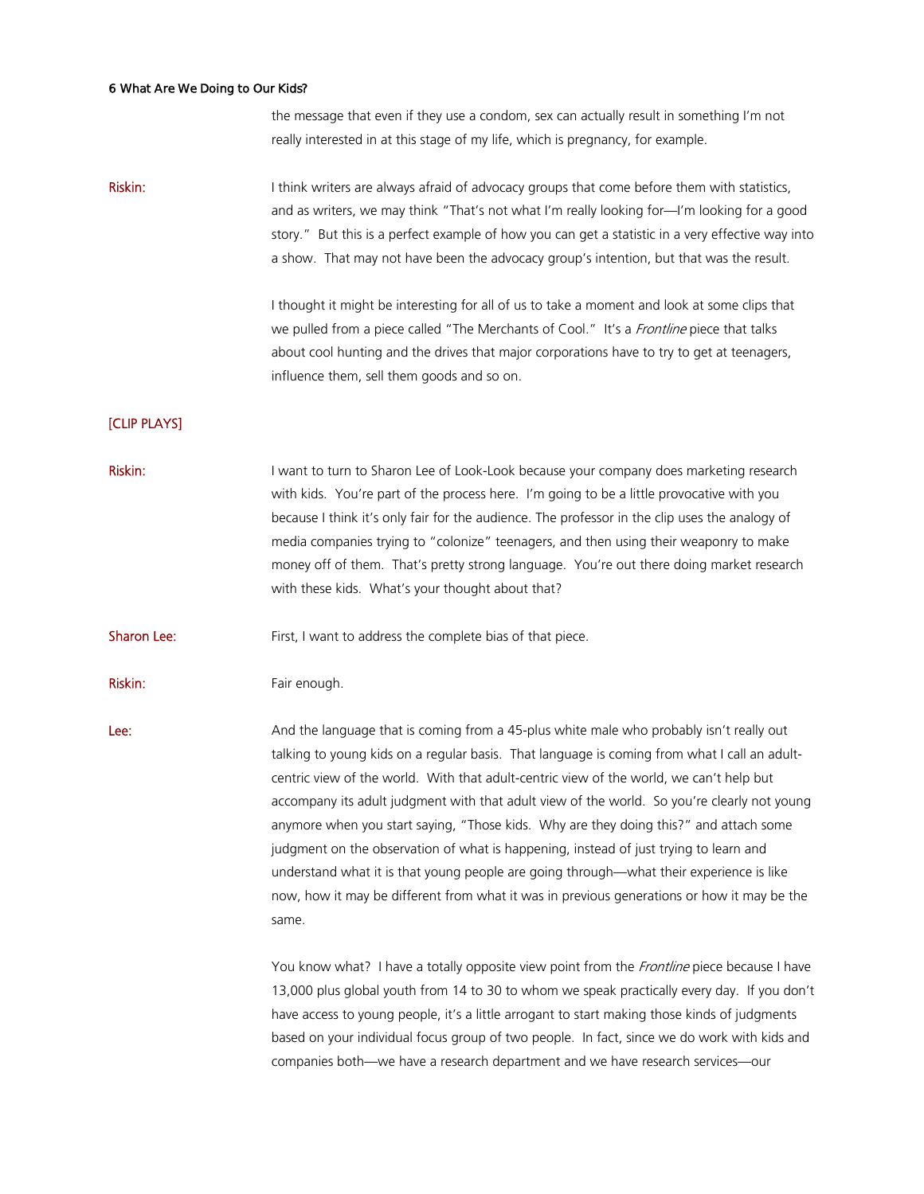the message that even if they use a condom, sex can actually result in something I'm not really interested in at this stage of my life, which is pregnancy, for example.

**Riskin:** I think writers are always afraid of advocacy groups that come before them with statistics, and as writers, we may think "That's not what I'm really looking for—I'm looking for a good story." But this is a perfect example of how you can get a statistic in a very effective way into a show. That may not have been the advocacy group's intention, but that was the result.

I thought it might be interesting for all of us to take a moment and look at some clips that we pulled from a piece called "The Merchants of Cool." It's a *Frontline* piece that talks about cool hunting and the drives that major corporations have to try to get at teenagers, influence them, sell them goods and so on.

[CLIP PLAYS]

**Riskin:** I want to turn to Sharon Lee of Look-Look because your company does marketing research with kids. You're part of the process here. I'm going to be a little provocative with you because I think it's only fair for the audience. The professor in the clip uses the analogy of media companies trying to "colonize" teenagers, and then using their weaponry to make money off of them. That's pretty strong language. You're out there doing market research with these kids. What's your thought about that?

**Sharon Lee:** First, I want to address the complete bias of that piece.

**Riskin:** Fair enough.

**Lee:** And the language that is coming from a 45-plus white male who probably isn't really out talking to young kids on a regular basis. That language is coming from what I call an adult-centric view of the world. With that adult-centric view of the world, we can't help but accompany its adult judgment with that adult view of the world. So you're clearly not young anymore when you start saying, "Those kids. Why are they doing this?" and attach some judgment on the observation of what is happening, instead of just trying to learn and understand what it is that young people are going through—what their experience is like now, how it may be different from what it was in previous generations or how it may be the same.

You know what? I have a totally opposite view point from the *Frontline* piece because I have 13,000 plus global youth from 14 to 30 to whom we speak practically every day. If you don't have access to young people, it's a little arrogant to start making those kinds of judgments based on your individual focus group of two people. In fact, since we do work with kids and companies both—we have a research department and we have research services—our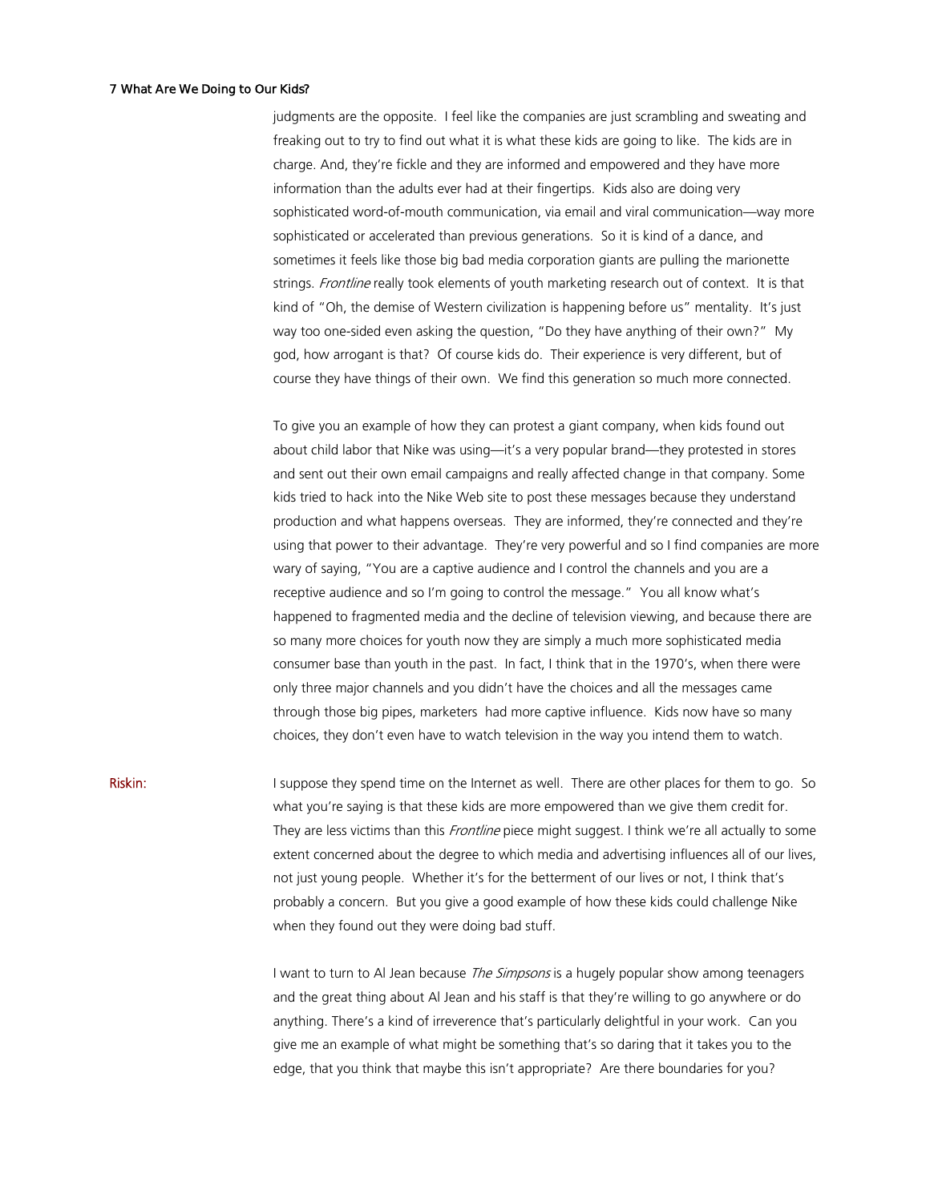judgments are the opposite. I feel like the companies are just scrambling and sweating and freaking out to try to find out what it is what these kids are going to like. The kids are in charge. And, they're fickle and they are informed and empowered and they have more information than the adults ever had at their fingertips. Kids also are doing very sophisticated word-of-mouth communication, via email and viral communication—way more sophisticated or accelerated than previous generations. So it is kind of a dance, and sometimes it feels like those big bad media corporation giants are pulling the marionette strings. *Frontline* really took elements of youth marketing research out of context. It is that kind of "Oh, the demise of Western civilization is happening before us" mentality. It's just way too one-sided even asking the question, "Do they have anything of their own?" My god, how arrogant is that? Of course kids do. Their experience is very different, but of course they have things of their own. We find this generation so much more connected.

To give you an example of how they can protest a giant company, when kids found out about child labor that Nike was using—it's a very popular brand—they protested in stores and sent out their own email campaigns and really affected change in that company. Some kids tried to hack into the Nike Web site to post these messages because they understand production and what happens overseas. They are informed, they're connected and they're using that power to their advantage. They're very powerful and so I find companies are more wary of saying, "You are a captive audience and I control the channels and you are a receptive audience and so I'm going to control the message." You all know what's happened to fragmented media and the decline of television viewing, and because there are so many more choices for youth now they are simply a much more sophisticated media consumer base than youth in the past. In fact, I think that in the 1970's, when there were only three major channels and you didn't have the choices and all the messages came through those big pipes, marketers had more captive influence. Kids now have so many choices, they don't even have to watch television in the way you intend them to watch.

**Riskin:** I suppose they spend time on the Internet as well. There are other places for them to go. So what you're saying is that these kids are more empowered than we give them credit for. They are less victims than this *Frontline* piece might suggest. I think we're all actually to some extent concerned about the degree to which media and advertising influences all of our lives, not just young people. Whether it's for the betterment of our lives or not, I think that's probably a concern. But you give a good example of how these kids could challenge Nike when they found out they were doing bad stuff.

I want to turn to Al Jean because *The Simpsons* is a hugely popular show among teenagers and the great thing about Al Jean and his staff is that they're willing to go anywhere or do anything. There's a kind of irreverence that's particularly delightful in your work. Can you give me an example of what might be something that's so daring that it takes you to the edge, that you think that maybe this isn't appropriate? Are there boundaries for you?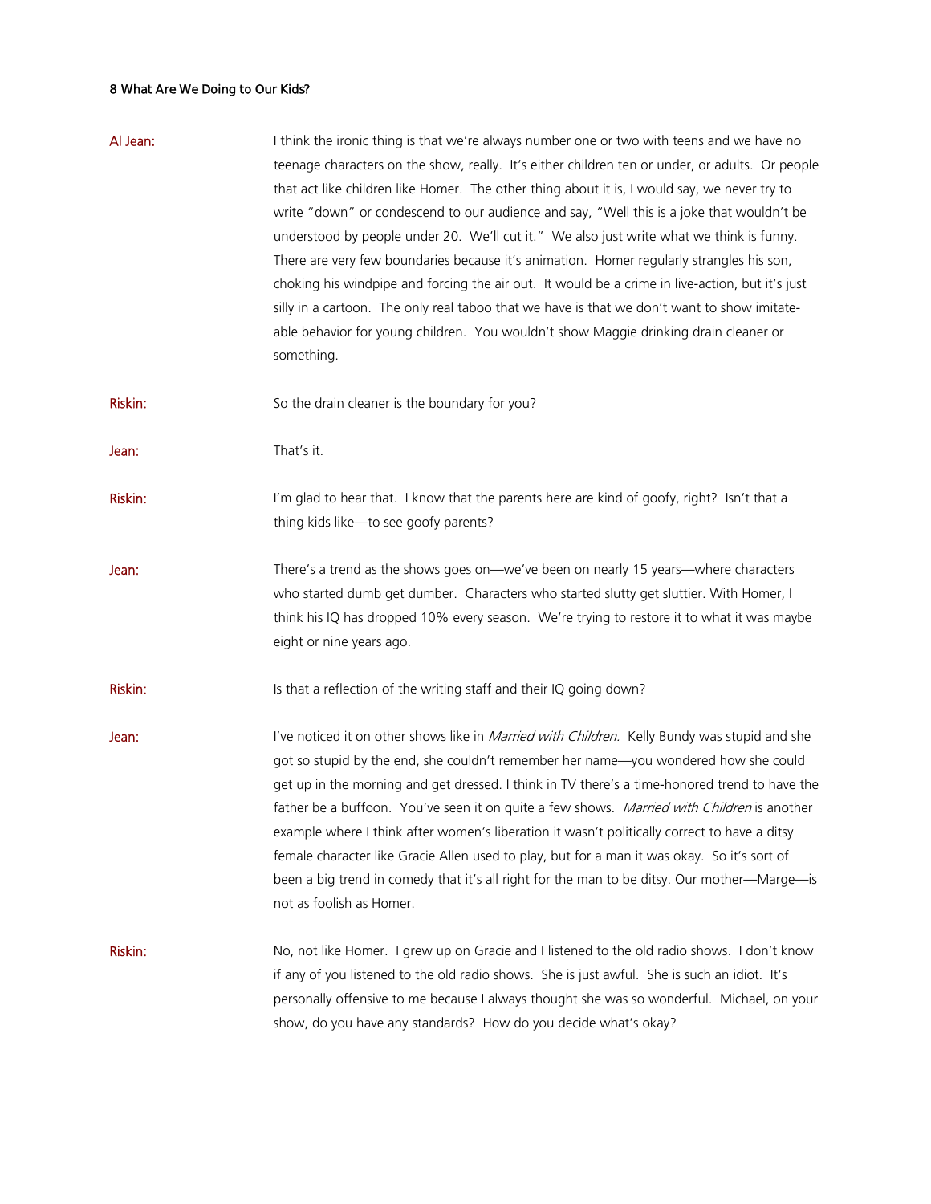**Al Jean:** I think the ironic thing is that we're always number one or two with teens and we have no teenage characters on the show, really. It's either children ten or under, or adults. Or people that act like children like Homer. The other thing about it is, I would say, we never try to write "down" or condescend to our audience and say, "Well this is a joke that wouldn't be understood by people under 20. We'll cut it." We also just write what we think is funny. There are very few boundaries because it's animation. Homer regularly strangles his son, choking his windpipe and forcing the air out. It would be a crime in live-action, but it's just silly in a cartoon. The only real taboo that we have is that we don't want to show imitate-able behavior for young children. You wouldn't show Maggie drinking drain cleaner or something.

**Riskin:** So the drain cleaner is the boundary for you?

**Jean:** That's it.

**Riskin:** I'm glad to hear that. I know that the parents here are kind of goofy, right? Isn't that a thing kids like—to see goofy parents?

**Jean:** There's a trend as the shows goes on—we've been on nearly 15 years—where characters who started dumb get dumber. Characters who started slutty get sluttier. With Homer, I think his IQ has dropped 10% every season. We're trying to restore it to what it was maybe eight or nine years ago.

**Riskin:** Is that a reflection of the writing staff and their IQ going down?

**Jean:** I've noticed it on other shows like in *Married with Children*. Kelly Bundy was stupid and she got so stupid by the end, she couldn't remember her name—you wondered how she could get up in the morning and get dressed. I think in TV there's a time-honored trend to have the father be a buffoon. You've seen it on quite a few shows. *Married with Children* is another example where I think after women's liberation it wasn't politically correct to have a ditsy female character like Gracie Allen used to play, but for a man it was okay. So it's sort of been a big trend in comedy that it's all right for the man to be ditsy. Our mother—Marge—is not as foolish as Homer.

**Riskin:** No, not like Homer. I grew up on Gracie and I listened to the old radio shows. I don't know if any of you listened to the old radio shows. She is just awful. She is such an idiot. It's personally offensive to me because I always thought she was so wonderful. Michael, on your show, do you have any standards? How do you decide what's okay?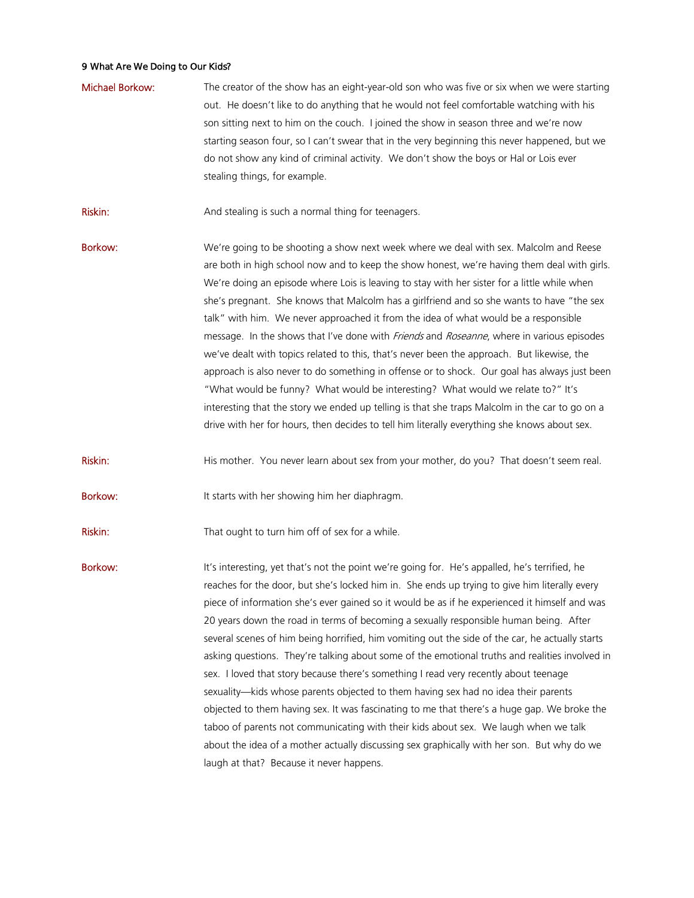9 What Are We Doing to Our Kids?

**Michael Borkow:** The creator of the show has an eight-year-old son who was five or six when we were starting out. He doesn't like to do anything that he would not feel comfortable watching with his son sitting next to him on the couch. I joined the show in season three and we're now starting season four, so I can't swear that in the very beginning this never happened, but we do not show any kind of criminal activity. We don't show the boys or Hal or Lois ever stealing things, for example.

**Riskin:** And stealing is such a normal thing for teenagers.

**Borkow:** We're going to be shooting a show next week where we deal with sex. Malcolm and Reese are both in high school now and to keep the show honest, we're having them deal with girls. We're doing an episode where Lois is leaving to stay with her sister for a little while when she's pregnant. She knows that Malcolm has a girlfriend and so she wants to have "the sex talk" with him. We never approached it from the idea of what would be a responsible message. In the shows that I've done with *Friends* and *Roseanne*, where in various episodes we've dealt with topics related to this, that's never been the approach. But likewise, the approach is also never to do something in offense or to shock. Our goal has always just been "What would be funny? What would be interesting? What would we relate to?" It's interesting that the story we ended up telling is that she traps Malcolm in the car to go on a drive with her for hours, then decides to tell him literally everything she knows about sex.

**Riskin:** His mother. You never learn about sex from your mother, do you? That doesn't seem real.

**Borkow:** It starts with her showing him her diaphragm.

**Riskin:** That ought to turn him off of sex for a while.

**Borkow:** It's interesting, yet that's not the point we're going for. He's appalled, he's terrified, he reaches for the door, but she's locked him in. She ends up trying to give him literally every piece of information she's ever gained so it would be as if he experienced it himself and was 20 years down the road in terms of becoming a sexually responsible human being. After several scenes of him being horrified, him vomiting out the side of the car, he actually starts asking questions. They're talking about some of the emotional truths and realities involved in sex. I loved that story because there's something I read very recently about teenage sexuality—kids whose parents objected to them having sex had no idea their parents objected to them having sex. It was fascinating to me that there's a huge gap. We broke the taboo of parents not communicating with their kids about sex. We laugh when we talk about the idea of a mother actually discussing sex graphically with her son. But why do we laugh at that? Because it never happens.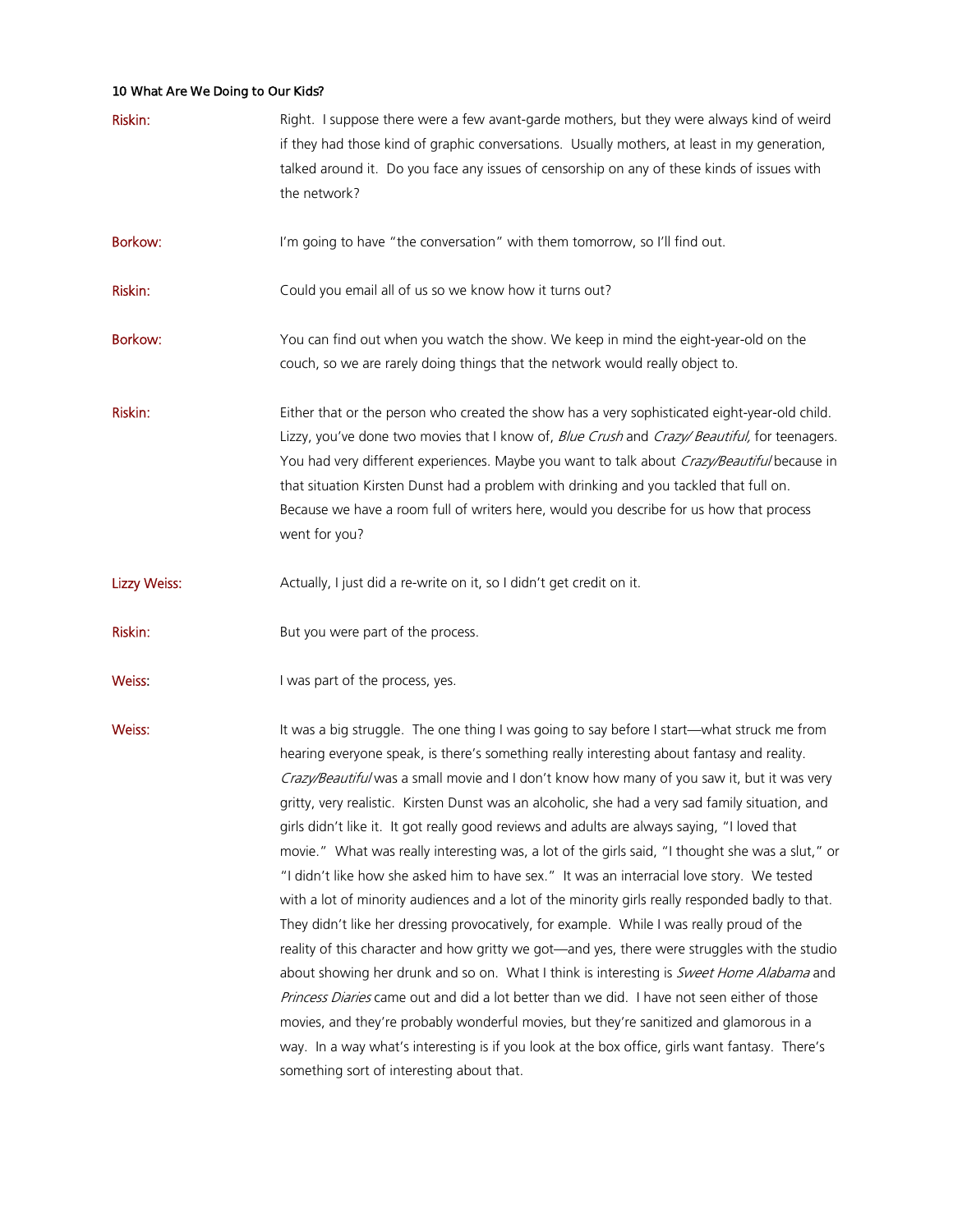**Riskin:** Right. I suppose there were a few avant-garde mothers, but they were always kind of weird if they had those kind of graphic conversations. Usually mothers, at least in my generation, talked around it. Do you face any issues of censorship on any of these kinds of issues with the network?

**Borkow:** I'm going to have "the conversation" with them tomorrow, so I'll find out.

**Riskin:** Could you email all of us so we know how it turns out?

**Borkow:** You can find out when you watch the show. We keep in mind the eight-year-old on the couch, so we are rarely doing things that the network would really object to.

**Riskin:** Either that or the person who created the show has a very sophisticated eight-year-old child. Lizzy, you've done two movies that I know of, *Blue Crush* and *Crazy/ Beautiful*, for teenagers. You had very different experiences. Maybe you want to talk about *Crazy/Beautiful* because in that situation Kirsten Dunst had a problem with drinking and you tackled that full on. Because we have a room full of writers here, would you describe for us how that process went for you?

**Lizzy Weiss:** Actually, I just did a re-write on it, so I didn't get credit on it.

**Riskin:** But you were part of the process.

**Weiss:** I was part of the process, yes.

**Weiss:** It was a big struggle. The one thing I was going to say before I start—what struck me from hearing everyone speak, is there's something really interesting about fantasy and reality. *Crazy/Beautiful* was a small movie and I don't know how many of you saw it, but it was very gritty, very realistic. Kirsten Dunst was an alcoholic, she had a very sad family situation, and girls didn't like it. It got really good reviews and adults are always saying, "I loved that movie." What was really interesting was, a lot of the girls said, "I thought she was a slut," or "I didn't like how she asked him to have sex." It was an interracial love story. We tested with a lot of minority audiences and a lot of the minority girls really responded badly to that. They didn't like her dressing provocatively, for example. While I was really proud of the reality of this character and how gritty we got—and yes, there were struggles with the studio about showing her drunk and so on. What I think is interesting is *Sweet Home Alabama* and *Princess Diaries* came out and did a lot better than we did. I have not seen either of those movies, and they're probably wonderful movies, but they're sanitized and glamorous in a way. In a way what's interesting is if you look at the box office, girls want fantasy. There's something sort of interesting about that.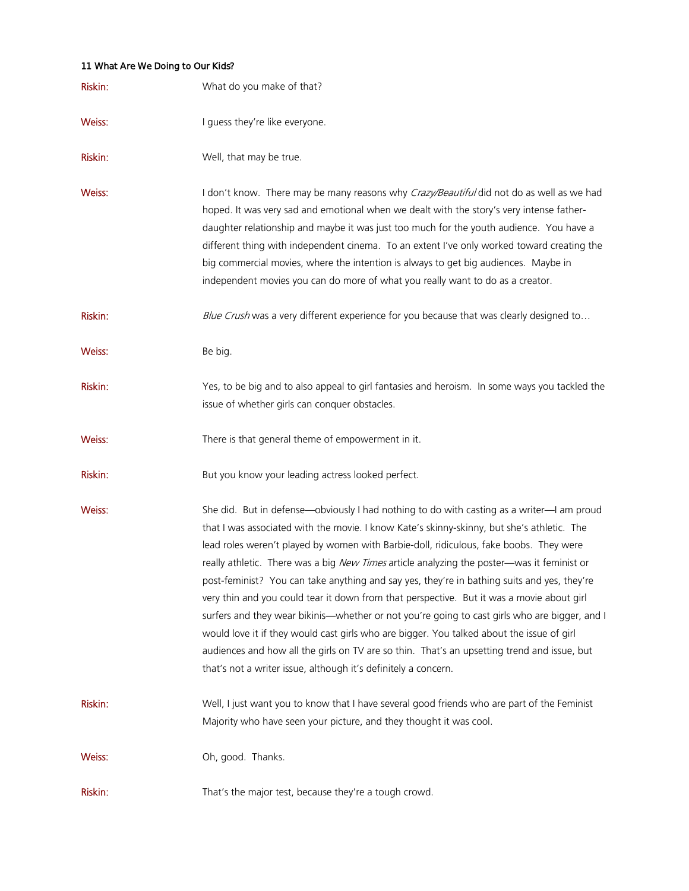Riskin: What do you make of that?

Weiss: I guess they're like everyone.

Riskin: Well, that may be true.

Weiss: I don't know. There may be many reasons why *Crazy/Beautiful* did not do as well as we had hoped. It was very sad and emotional when we dealt with the story's very intense father-daughter relationship and maybe it was just too much for the youth audience. You have a different thing with independent cinema. To an extent I've only worked toward creating the big commercial movies, where the intention is always to get big audiences. Maybe in independent movies you can do more of what you really want to do as a creator.

Riskin: *Blue Crush* was a very different experience for you because that was clearly designed to…

Weiss: Be big.

Riskin: Yes, to be big and to also appeal to girl fantasies and heroism. In some ways you tackled the issue of whether girls can conquer obstacles.

Weiss: There is that general theme of empowerment in it.

Riskin: But you know your leading actress looked perfect.

Weiss: She did. But in defense—obviously I had nothing to do with casting as a writer—I am proud that I was associated with the movie. I know Kate's skinny-skinny, but she's athletic. The lead roles weren't played by women with Barbie-doll, ridiculous, fake boobs. They were really athletic. There was a big *New Times* article analyzing the poster—was it feminist or post-feminist? You can take anything and say yes, they're in bathing suits and yes, they're very thin and you could tear it down from that perspective. But it was a movie about girl surfers and they wear bikinis—whether or not you're going to cast girls who are bigger, and I would love it if they would cast girls who are bigger. You talked about the issue of girl audiences and how all the girls on TV are so thin. That's an upsetting trend and issue, but that's not a writer issue, although it's definitely a concern.

Riskin: Well, I just want you to know that I have several good friends who are part of the Feminist Majority who have seen your picture, and they thought it was cool.

Weiss: Oh, good. Thanks.

Riskin: That's the major test, because they're a tough crowd.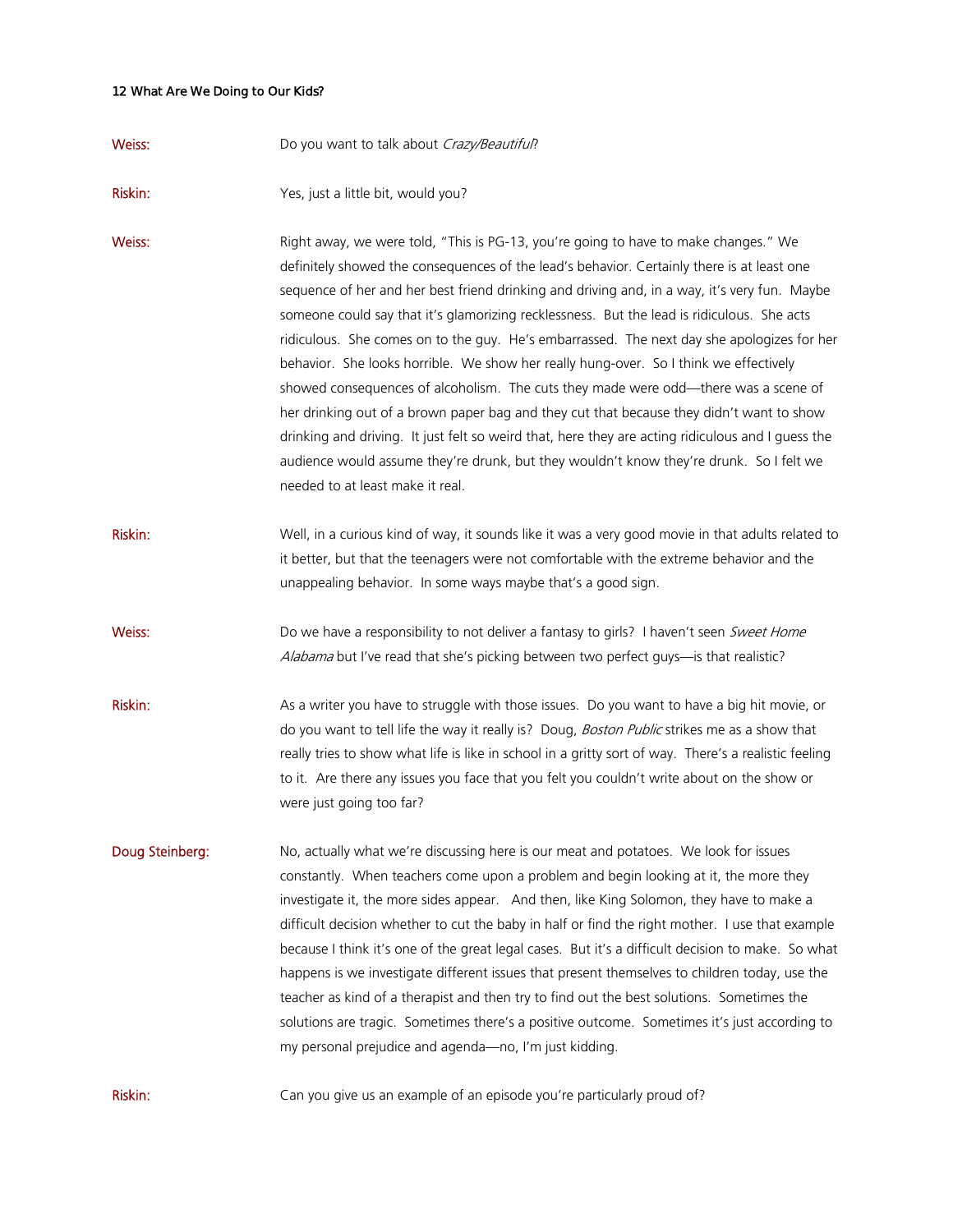**Weiss:** Do you want to talk about *Crazy/Beautiful*?

**Riskin:** Yes, just a little bit, would you?

**Weiss:** Right away, we were told, "This is PG-13, you're going to have to make changes." We definitely showed the consequences of the lead's behavior. Certainly there is at least one sequence of her and her best friend drinking and driving and, in a way, it's very fun. Maybe someone could say that it's glamorizing recklessness. But the lead is ridiculous. She acts ridiculous. She comes on to the guy. He's embarrassed. The next day she apologizes for her behavior. She looks horrible. We show her really hung-over. So I think we effectively showed consequences of alcoholism. The cuts they made were odd—there was a scene of her drinking out of a brown paper bag and they cut that because they didn't want to show drinking and driving. It just felt so weird that, here they are acting ridiculous and I guess the audience would assume they're drunk, but they wouldn't know they're drunk. So I felt we needed to at least make it real.

**Riskin:** Well, in a curious kind of way, it sounds like it was a very good movie in that adults related to it better, but that the teenagers were not comfortable with the extreme behavior and the unappealing behavior. In some ways maybe that's a good sign.

**Weiss:** Do we have a responsibility to not deliver a fantasy to girls? I haven't seen *Sweet Home Alabama* but I've read that she's picking between two perfect guys—is that realistic?

**Riskin:** As a writer you have to struggle with those issues. Do you want to have a big hit movie, or do you want to tell life the way it really is? Doug, *Boston Public* strikes me as a show that really tries to show what life is like in school in a gritty sort of way. There's a realistic feeling to it. Are there any issues you face that you felt you couldn't write about on the show or were just going too far?

**Doug Steinberg:** No, actually what we're discussing here is our meat and potatoes. We look for issues constantly. When teachers come upon a problem and begin looking at it, the more they investigate it, the more sides appear. And then, like King Solomon, they have to make a difficult decision whether to cut the baby in half or find the right mother. I use that example because I think it's one of the great legal cases. But it's a difficult decision to make. So what happens is we investigate different issues that present themselves to children today, use the teacher as kind of a therapist and then try to find out the best solutions. Sometimes the solutions are tragic. Sometimes there's a positive outcome. Sometimes it's just according to my personal prejudice and agenda—no, I'm just kidding.

**Riskin:** Can you give us an example of an episode you're particularly proud of?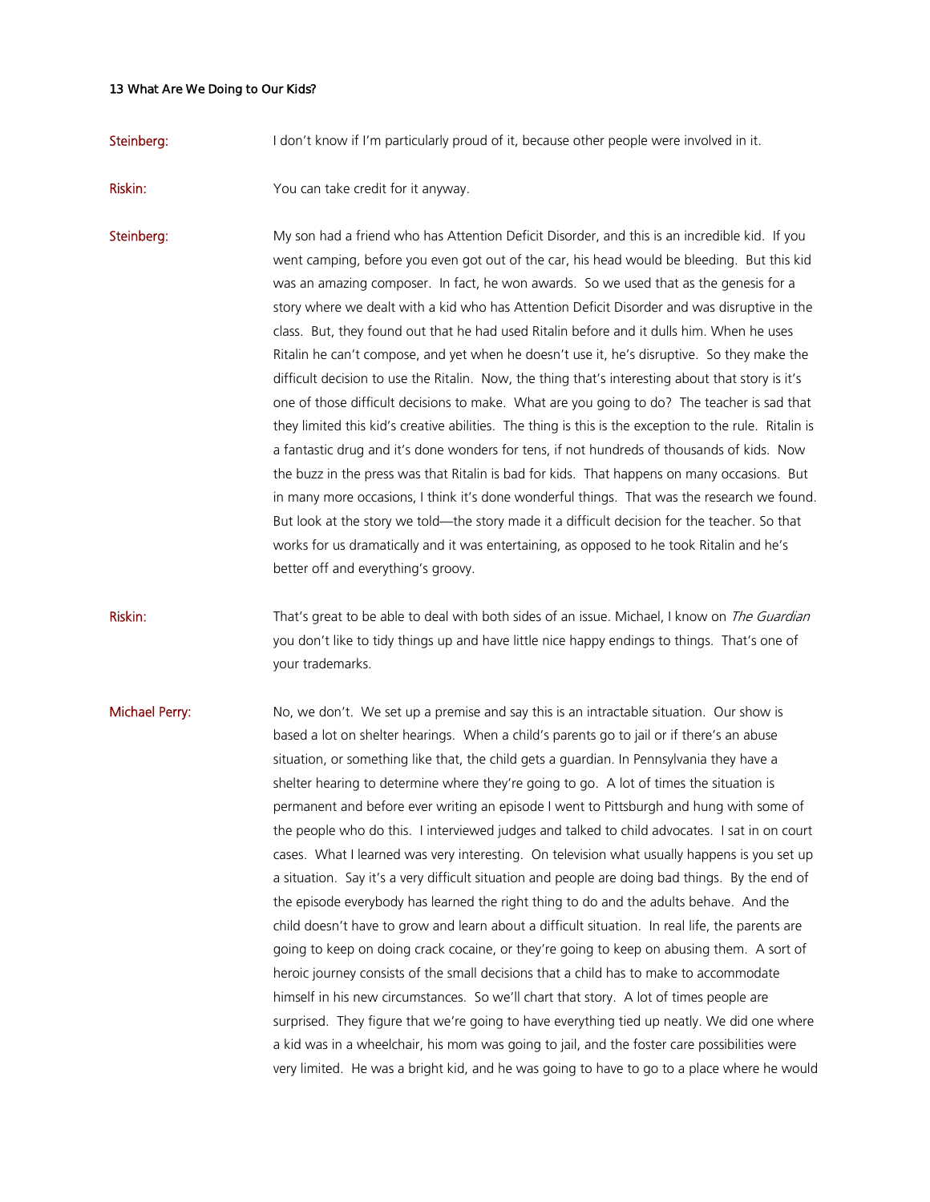Steinberg: I don't know if I'm particularly proud of it, because other people were involved in it.

Riskin: You can take credit for it anyway.

Steinberg: My son had a friend who has Attention Deficit Disorder, and this is an incredible kid. If you went camping, before you even got out of the car, his head would be bleeding. But this kid was an amazing composer. In fact, he won awards. So we used that as the genesis for a story where we dealt with a kid who has Attention Deficit Disorder and was disruptive in the class. But, they found out that he had used Ritalin before and it dulls him. When he uses Ritalin he can't compose, and yet when he doesn't use it, he's disruptive. So they make the difficult decision to use the Ritalin. Now, the thing that's interesting about that story is it's one of those difficult decisions to make. What are you going to do? The teacher is sad that they limited this kid's creative abilities. The thing is this is the exception to the rule. Ritalin is a fantastic drug and it's done wonders for tens, if not hundreds of thousands of kids. Now the buzz in the press was that Ritalin is bad for kids. That happens on many occasions. But in many more occasions, I think it's done wonderful things. That was the research we found. But look at the story we told—the story made it a difficult decision for the teacher. So that works for us dramatically and it was entertaining, as opposed to he took Ritalin and he's better off and everything's groovy.

Riskin: That's great to be able to deal with both sides of an issue. Michael, I know on *The Guardian* you don't like to tidy things up and have little nice happy endings to things. That's one of your trademarks.

Michael Perry: No, we don't. We set up a premise and say this is an intractable situation. Our show is based a lot on shelter hearings. When a child's parents go to jail or if there's an abuse situation, or something like that, the child gets a guardian. In Pennsylvania they have a shelter hearing to determine where they're going to go. A lot of times the situation is permanent and before ever writing an episode I went to Pittsburgh and hung with some of the people who do this. I interviewed judges and talked to child advocates. I sat in on court cases. What I learned was very interesting. On television what usually happens is you set up a situation. Say it's a very difficult situation and people are doing bad things. By the end of the episode everybody has learned the right thing to do and the adults behave. And the child doesn't have to grow and learn about a difficult situation. In real life, the parents are going to keep on doing crack cocaine, or they're going to keep on abusing them. A sort of heroic journey consists of the small decisions that a child has to make to accommodate himself in his new circumstances. So we'll chart that story. A lot of times people are surprised. They figure that we're going to have everything tied up neatly. We did one where a kid was in a wheelchair, his mom was going to jail, and the foster care possibilities were very limited. He was a bright kid, and he was going to have to go to a place where he would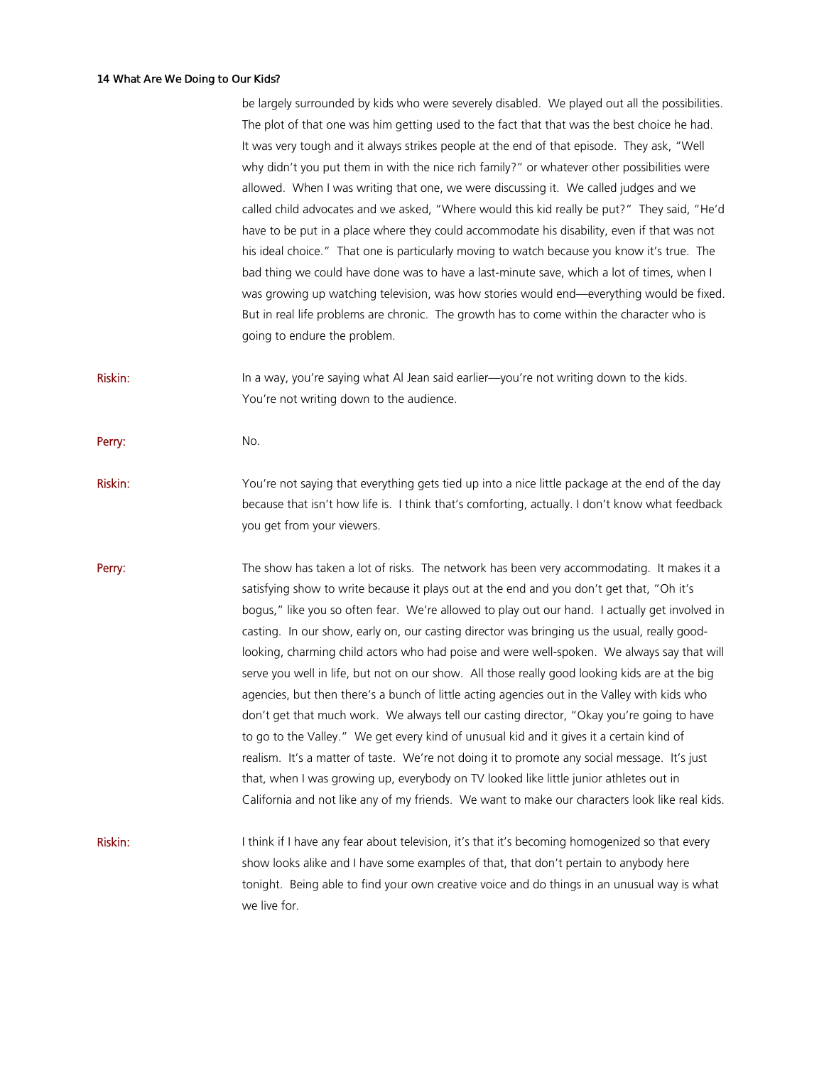be largely surrounded by kids who were severely disabled. We played out all the possibilities. The plot of that one was him getting used to the fact that that was the best choice he had. It was very tough and it always strikes people at the end of that episode. They ask, "Well why didn't you put them in with the nice rich family?" or whatever other possibilities were allowed. When I was writing that one, we were discussing it. We called judges and we called child advocates and we asked, "Where would this kid really be put?" They said, "He'd have to be put in a place where they could accommodate his disability, even if that was not his ideal choice." That one is particularly moving to watch because you know it's true. The bad thing we could have done was to have a last-minute save, which a lot of times, when I was growing up watching television, was how stories would end—everything would be fixed. But in real life problems are chronic. The growth has to come within the character who is going to endure the problem.

**Riskin:** In a way, you're saying what Al Jean said earlier—you're not writing down to the kids. You're not writing down to the audience.

**Perry:** No.

**Riskin:** You're not saying that everything gets tied up into a nice little package at the end of the day because that isn't how life is. I think that's comforting, actually. I don't know what feedback you get from your viewers.

**Perry:** The show has taken a lot of risks. The network has been very accommodating. It makes it a satisfying show to write because it plays out at the end and you don't get that, "Oh it's bogus," like you so often fear. We're allowed to play out our hand. I actually get involved in casting. In our show, early on, our casting director was bringing us the usual, really good-looking, charming child actors who had poise and were well-spoken. We always say that will serve you well in life, but not on our show. All those really good looking kids are at the big agencies, but then there's a bunch of little acting agencies out in the Valley with kids who don't get that much work. We always tell our casting director, "Okay you're going to have to go to the Valley." We get every kind of unusual kid and it gives it a certain kind of realism. It's a matter of taste. We're not doing it to promote any social message. It's just that, when I was growing up, everybody on TV looked like little junior athletes out in California and not like any of my friends. We want to make our characters look like real kids.

**Riskin:** I think if I have any fear about television, it's that it's becoming homogenized so that every show looks alike and I have some examples of that, that don't pertain to anybody here tonight. Being able to find your own creative voice and do things in an unusual way is what we live for.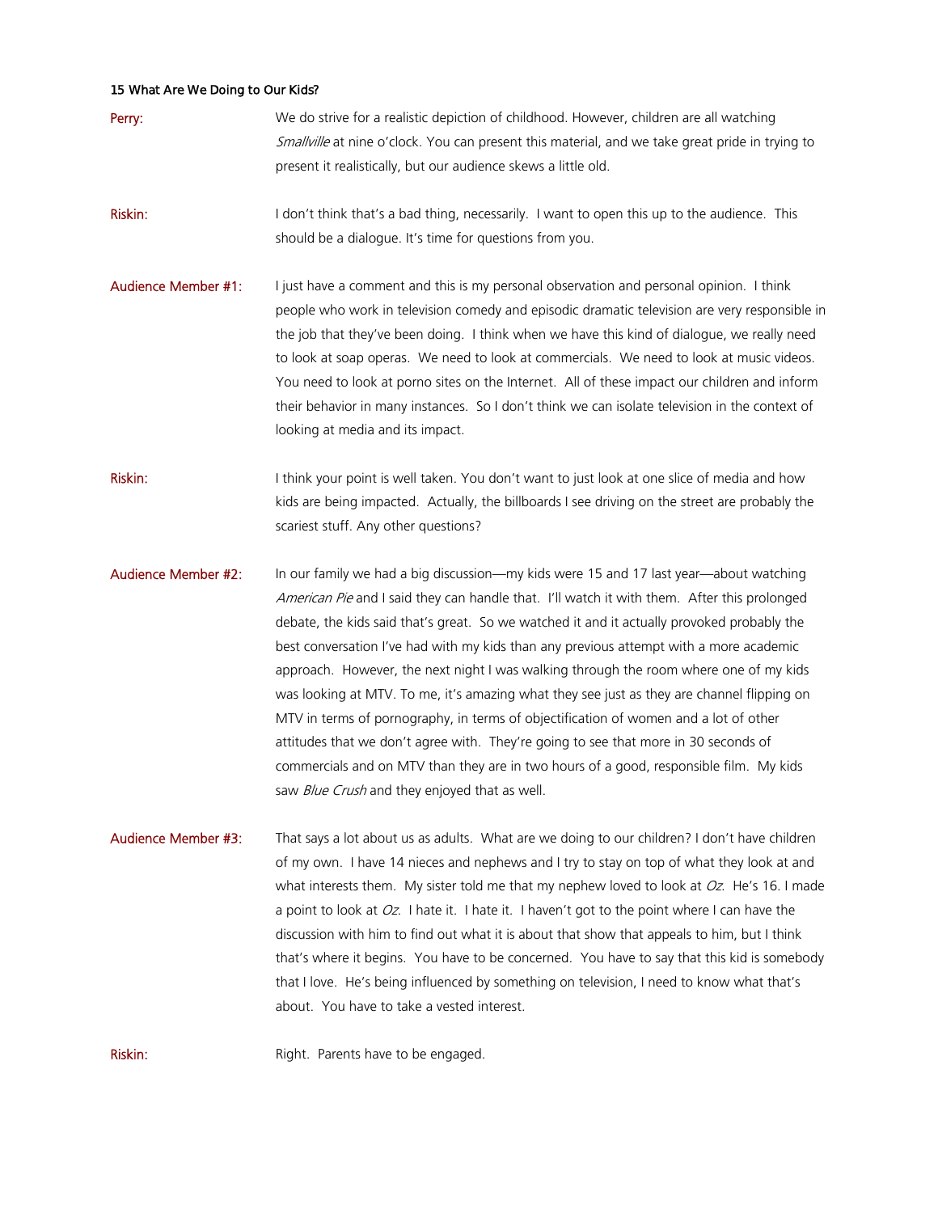**15 What Are We Doing to Our Kids?**

**Perry:** We do strive for a realistic depiction of childhood. However, children are all watching *Smallville* at nine o'clock. You can present this material, and we take great pride in trying to present it realistically, but our audience skews a little old.

**Riskin:** I don't think that's a bad thing, necessarily. I want to open this up to the audience. This should be a dialogue. It's time for questions from you.

**Audience Member #1:** I just have a comment and this is my personal observation and personal opinion. I think people who work in television comedy and episodic dramatic television are very responsible in the job that they've been doing. I think when we have this kind of dialogue, we really need to look at soap operas. We need to look at commercials. We need to look at music videos. You need to look at porno sites on the Internet. All of these impact our children and inform their behavior in many instances. So I don't think we can isolate television in the context of looking at media and its impact.

**Riskin:** I think your point is well taken. You don't want to just look at one slice of media and how kids are being impacted. Actually, the billboards I see driving on the street are probably the scariest stuff. Any other questions?

**Audience Member #2:** In our family we had a big discussion—my kids were 15 and 17 last year—about watching *American Pie* and I said they can handle that. I'll watch it with them. After this prolonged debate, the kids said that's great. So we watched it and it actually provoked probably the best conversation I've had with my kids than any previous attempt with a more academic approach. However, the next night I was walking through the room where one of my kids was looking at MTV. To me, it's amazing what they see just as they are channel flipping on MTV in terms of pornography, in terms of objectification of women and a lot of other attitudes that we don't agree with. They're going to see that more in 30 seconds of commercials and on MTV than they are in two hours of a good, responsible film. My kids saw *Blue Crush* and they enjoyed that as well.

**Audience Member #3:** That says a lot about us as adults. What are we doing to our children? I don't have children of my own. I have 14 nieces and nephews and I try to stay on top of what they look at and what interests them. My sister told me that my nephew loved to look at *Oz*. He's 16. I made a point to look at *Oz*. I hate it. I hate it. I haven't got to the point where I can have the discussion with him to find out what it is about that show that appeals to him, but I think that's where it begins. You have to be concerned. You have to say that this kid is somebody that I love. He's being influenced by something on television, I need to know what that's about. You have to take a vested interest.

**Riskin:** Right. Parents have to be engaged.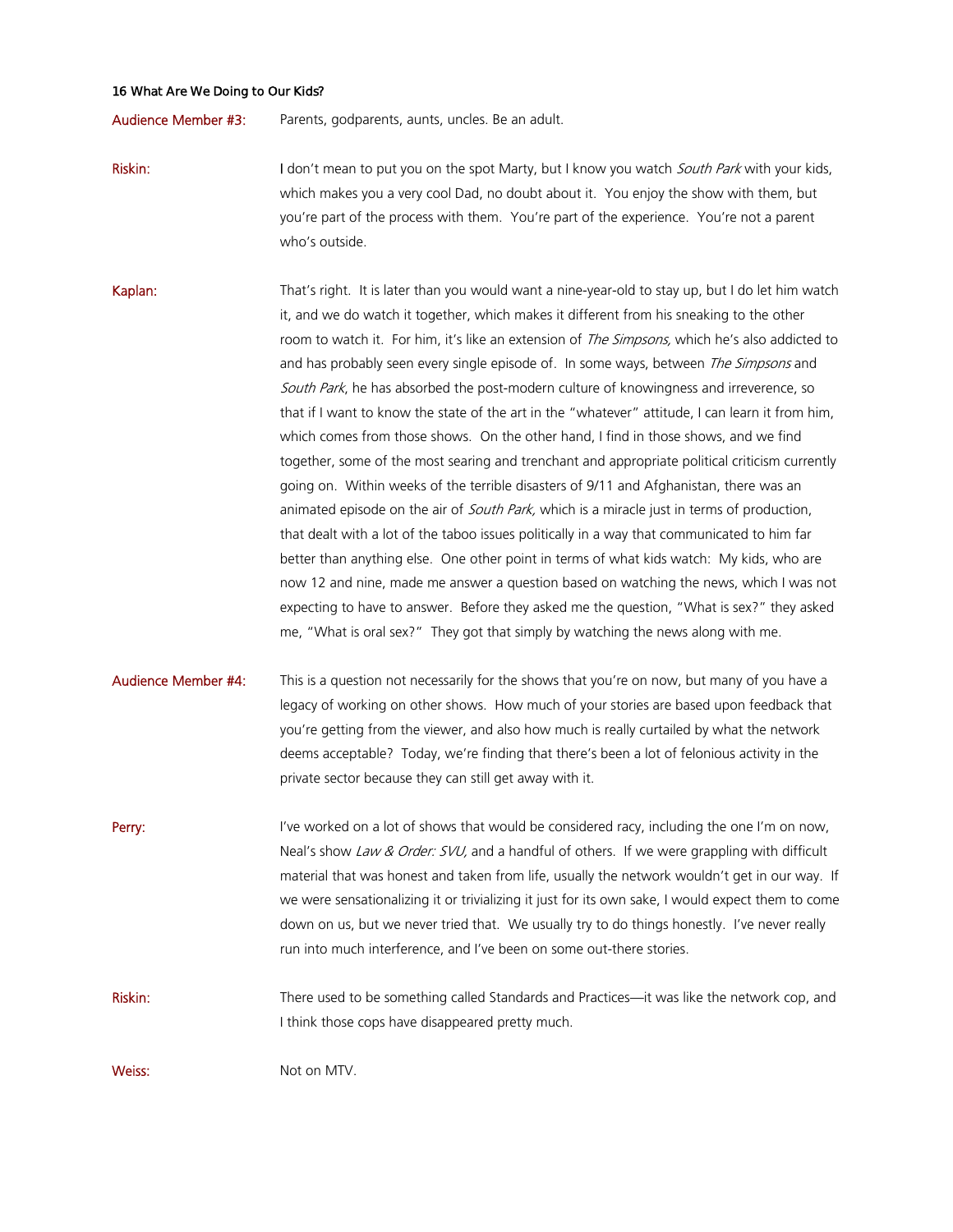**Audience Member #3:** Parents, godparents, aunts, uncles. Be an adult.

**Riskin:** I don't mean to put you on the spot Marty, but I know you watch *South Park* with your kids, which makes you a very cool Dad, no doubt about it. You enjoy the show with them, but you're part of the process with them. You're part of the experience. You're not a parent who's outside.

**Kaplan:** That's right. It is later than you would want a nine-year-old to stay up, but I do let him watch it, and we do watch it together, which makes it different from his sneaking to the other room to watch it. For him, it's like an extension of *The Simpsons,* which he's also addicted to and has probably seen every single episode of. In some ways, between *The Simpsons* and *South Park*, he has absorbed the post-modern culture of knowingness and irreverence, so that if I want to know the state of the art in the "whatever" attitude, I can learn it from him, which comes from those shows. On the other hand, I find in those shows, and we find together, some of the most searing and trenchant and appropriate political criticism currently going on. Within weeks of the terrible disasters of 9/11 and Afghanistan, there was an animated episode on the air of *South Park,* which is a miracle just in terms of production, that dealt with a lot of the taboo issues politically in a way that communicated to him far better than anything else. One other point in terms of what kids watch: My kids, who are now 12 and nine, made me answer a question based on watching the news, which I was not expecting to have to answer. Before they asked me the question, "What is sex?" they asked me, "What is oral sex?" They got that simply by watching the news along with me.

**Audience Member #4:** This is a question not necessarily for the shows that you're on now, but many of you have a legacy of working on other shows. How much of your stories are based upon feedback that you're getting from the viewer, and also how much is really curtailed by what the network deems acceptable? Today, we're finding that there's been a lot of felonious activity in the private sector because they can still get away with it.

**Perry:** I've worked on a lot of shows that would be considered racy, including the one I'm on now, Neal's show *Law & Order: SVU,* and a handful of others. If we were grappling with difficult material that was honest and taken from life, usually the network wouldn't get in our way. If we were sensationalizing it or trivializing it just for its own sake, I would expect them to come down on us, but we never tried that. We usually try to do things honestly. I've never really run into much interference, and I've been on some out-there stories.

**Riskin:** There used to be something called Standards and Practices—it was like the network cop, and I think those cops have disappeared pretty much.

**Weiss:** Not on MTV.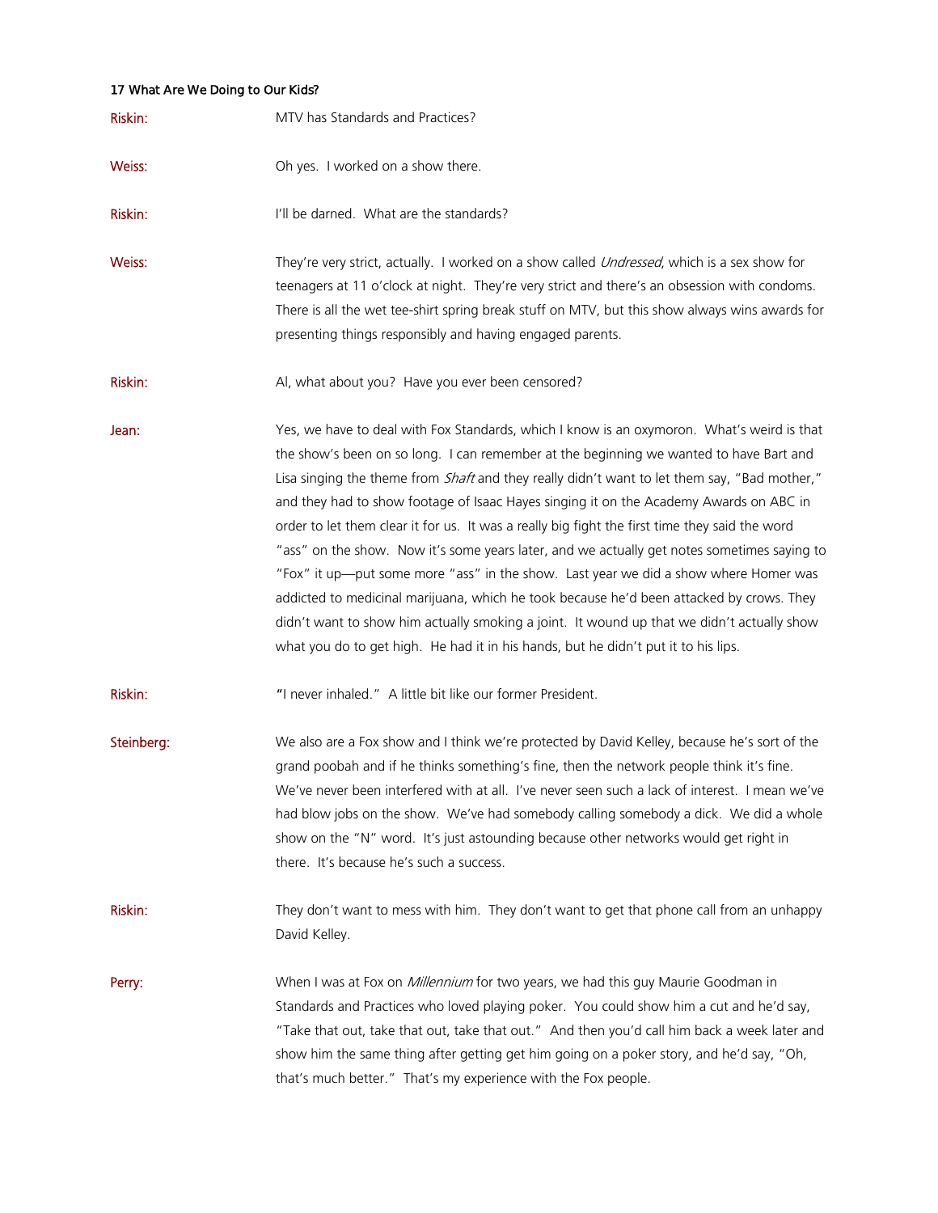**17 What Are We Doing to Our Kids?**

**Riskin:** MTV has Standards and Practices?

**Weiss:** Oh yes. I worked on a show there.

**Riskin:** I'll be darned. What are the standards?

**Weiss:** They're very strict, actually. I worked on a show called *Undressed*, which is a sex show for teenagers at 11 o'clock at night. They're very strict and there's an obsession with condoms. There is all the wet tee-shirt spring break stuff on MTV, but this show always wins awards for presenting things responsibly and having engaged parents.

**Riskin:** Al, what about you? Have you ever been censored?

**Jean:** Yes, we have to deal with Fox Standards, which I know is an oxymoron. What's weird is that the show's been on so long. I can remember at the beginning we wanted to have Bart and Lisa singing the theme from *Shaft* and they really didn't want to let them say, "Bad mother," and they had to show footage of Isaac Hayes singing it on the Academy Awards on ABC in order to let them clear it for us. It was a really big fight the first time they said the word "ass" on the show. Now it's some years later, and we actually get notes sometimes saying to "Fox" it up—put some more "ass" in the show. Last year we did a show where Homer was addicted to medicinal marijuana, which he took because he'd been attacked by crows. They didn't want to show him actually smoking a joint. It wound up that we didn't actually show what you do to get high. He had it in his hands, but he didn't put it to his lips.

**Riskin:** "I never inhaled." A little bit like our former President.

**Steinberg:** We also are a Fox show and I think we're protected by David Kelley, because he's sort of the grand poobah and if he thinks something's fine, then the network people think it's fine. We've never been interfered with at all. I've never seen such a lack of interest. I mean we've had blow jobs on the show. We've had somebody calling somebody a dick. We did a whole show on the "N" word. It's just astounding because other networks would get right in there. It's because he's such a success.

**Riskin:** They don't want to mess with him. They don't want to get that phone call from an unhappy David Kelley.

**Perry:** When I was at Fox on *Millennium* for two years, we had this guy Maurie Goodman in Standards and Practices who loved playing poker. You could show him a cut and he'd say, "Take that out, take that out, take that out." And then you'd call him back a week later and show him the same thing after getting get him going on a poker story, and he'd say, "Oh, that's much better." That's my experience with the Fox people.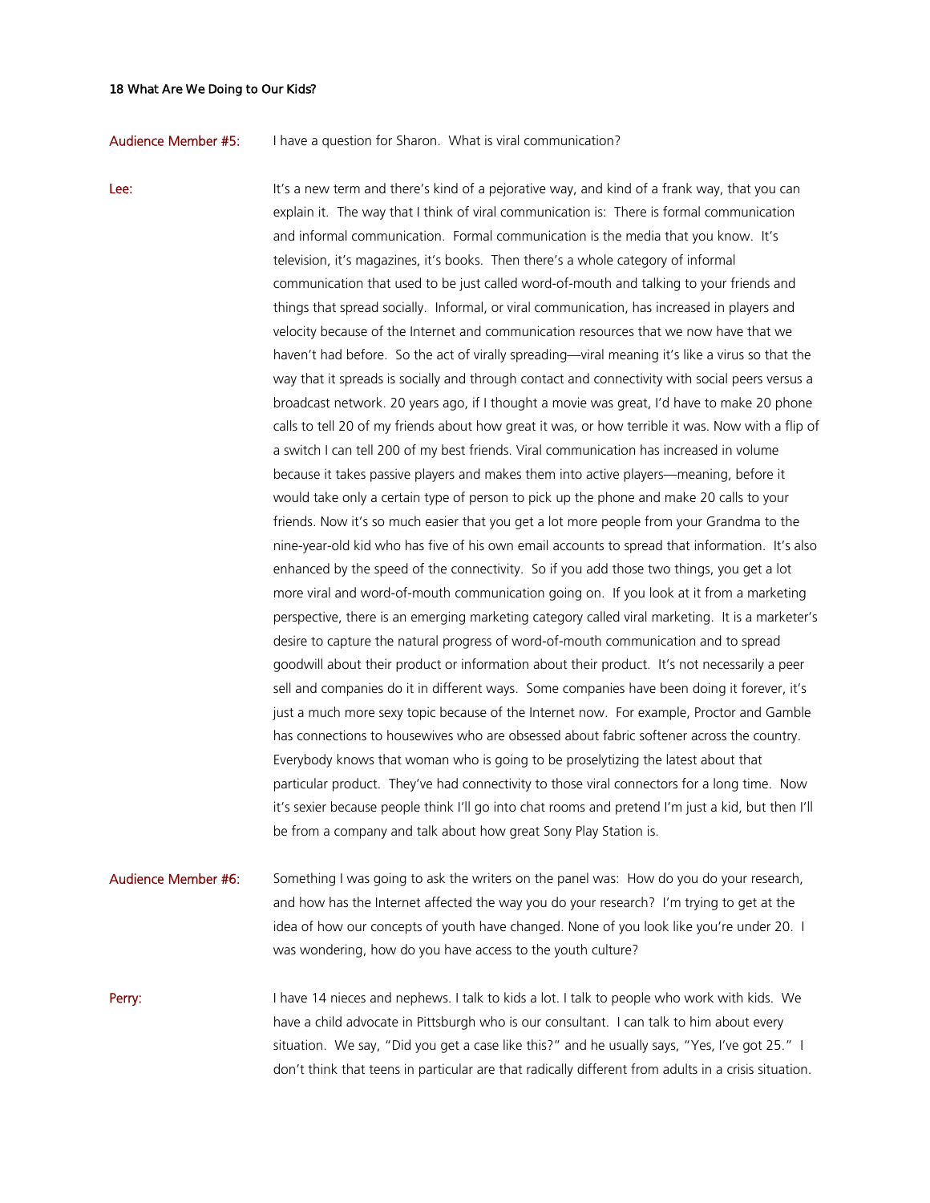**Audience Member #5:** I have a question for Sharon. What is viral communication?

**Lee:** It's a new term and there's kind of a pejorative way, and kind of a frank way, that you can explain it. The way that I think of viral communication is: There is formal communication and informal communication. Formal communication is the media that you know. It's television, it's magazines, it's books. Then there's a whole category of informal communication that used to be just called word-of-mouth and talking to your friends and things that spread socially. Informal, or viral communication, has increased in players and velocity because of the Internet and communication resources that we now have that we haven't had before. So the act of virally spreading—viral meaning it's like a virus so that the way that it spreads is socially and through contact and connectivity with social peers versus a broadcast network. 20 years ago, if I thought a movie was great, I'd have to make 20 phone calls to tell 20 of my friends about how great it was, or how terrible it was. Now with a flip of a switch I can tell 200 of my best friends. Viral communication has increased in volume because it takes passive players and makes them into active players—meaning, before it would take only a certain type of person to pick up the phone and make 20 calls to your friends. Now it's so much easier that you get a lot more people from your Grandma to the nine-year-old kid who has five of his own email accounts to spread that information. It's also enhanced by the speed of the connectivity. So if you add those two things, you get a lot more viral and word-of-mouth communication going on. If you look at it from a marketing perspective, there is an emerging marketing category called viral marketing. It is a marketer's desire to capture the natural progress of word-of-mouth communication and to spread goodwill about their product or information about their product. It's not necessarily a peer sell and companies do it in different ways. Some companies have been doing it forever, it's just a much more sexy topic because of the Internet now. For example, Proctor and Gamble has connections to housewives who are obsessed about fabric softener across the country. Everybody knows that woman who is going to be proselytizing the latest about that particular product. They've had connectivity to those viral connectors for a long time. Now it's sexier because people think I'll go into chat rooms and pretend I'm just a kid, but then I'll be from a company and talk about how great Sony Play Station is.

**Audience Member #6:** Something I was going to ask the writers on the panel was: How do you do your research, and how has the Internet affected the way you do your research? I'm trying to get at the idea of how our concepts of youth have changed. None of you look like you're under 20. I was wondering, how do you have access to the youth culture?

**Perry:** I have 14 nieces and nephews. I talk to kids a lot. I talk to people who work with kids. We have a child advocate in Pittsburgh who is our consultant. I can talk to him about every situation. We say, "Did you get a case like this?" and he usually says, "Yes, I've got 25." I don't think that teens in particular are that radically different from adults in a crisis situation.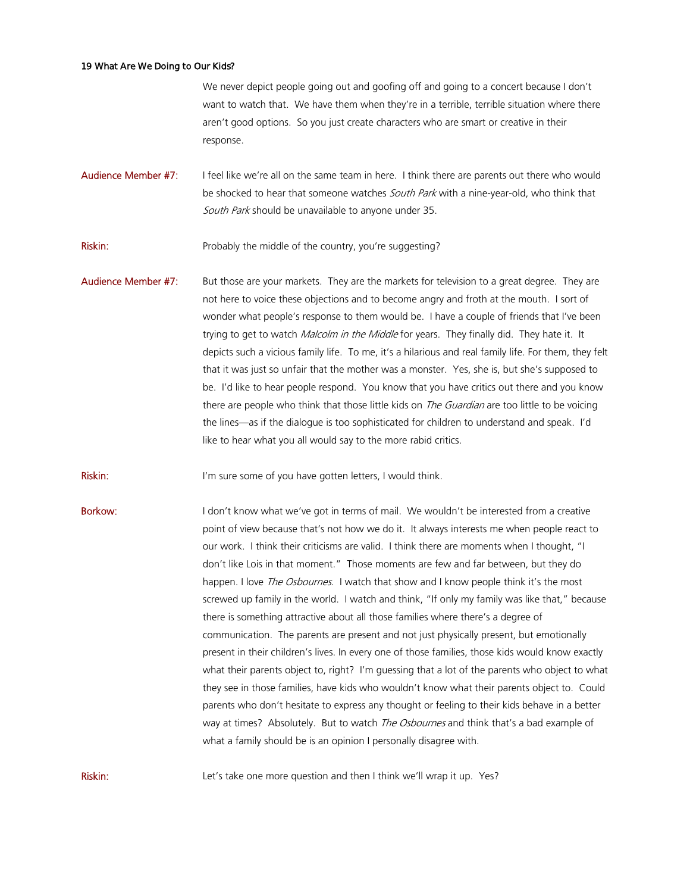We never depict people going out and goofing off and going to a concert because I don't want to watch that. We have them when they're in a terrible, terrible situation where there aren't good options. So you just create characters who are smart or creative in their response.

**Audience Member #7:** I feel like we're all on the same team in here. I think there are parents out there who would be shocked to hear that someone watches *South Park* with a nine-year-old, who think that *South Park* should be unavailable to anyone under 35.

**Riskin:** Probably the middle of the country, you're suggesting?

**Audience Member #7:** But those are your markets. They are the markets for television to a great degree. They are not here to voice these objections and to become angry and froth at the mouth. I sort of wonder what people's response to them would be. I have a couple of friends that I've been trying to get to watch *Malcolm in the Middle* for years. They finally did. They hate it. It depicts such a vicious family life. To me, it's a hilarious and real family life. For them, they felt that it was just so unfair that the mother was a monster. Yes, she is, but she's supposed to be. I'd like to hear people respond. You know that you have critics out there and you know there are people who think that those little kids on *The Guardian* are too little to be voicing the lines—as if the dialogue is too sophisticated for children to understand and speak. I'd like to hear what you all would say to the more rabid critics.

**Riskin:** I'm sure some of you have gotten letters, I would think.

**Borkow:** I don't know what we've got in terms of mail. We wouldn't be interested from a creative point of view because that's not how we do it. It always interests me when people react to our work. I think their criticisms are valid. I think there are moments when I thought, "I don't like Lois in that moment." Those moments are few and far between, but they do happen. I love *The Osbournes*. I watch that show and I know people think it's the most screwed up family in the world. I watch and think, "If only my family was like that," because there is something attractive about all those families where there's a degree of communication. The parents are present and not just physically present, but emotionally present in their children's lives. In every one of those families, those kids would know exactly what their parents object to, right? I'm guessing that a lot of the parents who object to what they see in those families, have kids who wouldn't know what their parents object to. Could parents who don't hesitate to express any thought or feeling to their kids behave in a better way at times? Absolutely. But to watch *The Osbournes* and think that's a bad example of what a family should be is an opinion I personally disagree with.

**Riskin:** Let's take one more question and then I think we'll wrap it up. Yes?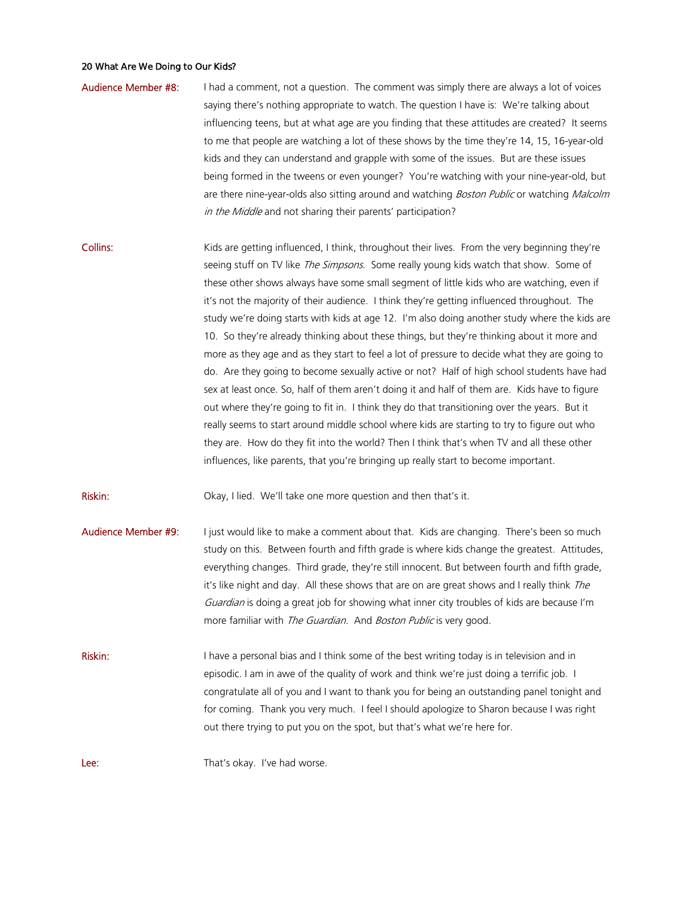**Audience Member #8:** I had a comment, not a question. The comment was simply there are always a lot of voices saying there's nothing appropriate to watch. The question I have is: We're talking about influencing teens, but at what age are you finding that these attitudes are created? It seems to me that people are watching a lot of these shows by the time they're 14, 15, 16-year-old kids and they can understand and grapple with some of the issues. But are these issues being formed in the tweens or even younger? You're watching with your nine-year-old, but are there nine-year-olds also sitting around and watching *Boston Public* or watching *Malcolm in the Middle* and not sharing their parents' participation?

**Collins:** Kids are getting influenced, I think, throughout their lives. From the very beginning they're seeing stuff on TV like *The Simpsons*. Some really young kids watch that show. Some of these other shows always have some small segment of little kids who are watching, even if it's not the majority of their audience. I think they're getting influenced throughout. The study we're doing starts with kids at age 12. I'm also doing another study where the kids are 10. So they're already thinking about these things, but they're thinking about it more and more as they age and as they start to feel a lot of pressure to decide what they are going to do. Are they going to become sexually active or not? Half of high school students have had sex at least once. So, half of them aren't doing it and half of them are. Kids have to figure out where they're going to fit in. I think they do that transitioning over the years. But it really seems to start around middle school where kids are starting to try to figure out who they are. How do they fit into the world? Then I think that's when TV and all these other influences, like parents, that you're bringing up really start to become important.

**Riskin:** Okay, I lied. We'll take one more question and then that's it.

**Audience Member #9:** I just would like to make a comment about that. Kids are changing. There's been so much study on this. Between fourth and fifth grade is where kids change the greatest. Attitudes, everything changes. Third grade, they're still innocent. But between fourth and fifth grade, it's like night and day. All these shows that are on are great shows and I really think *The Guardian* is doing a great job for showing what inner city troubles of kids are because I'm more familiar with *The Guardian*. And *Boston Public* is very good.

**Riskin:** I have a personal bias and I think some of the best writing today is in television and in episodic. I am in awe of the quality of work and think we're just doing a terrific job. I congratulate all of you and I want to thank you for being an outstanding panel tonight and for coming. Thank you very much. I feel I should apologize to Sharon because I was right out there trying to put you on the spot, but that's what we're here for.

**Lee:** That's okay. I've had worse.